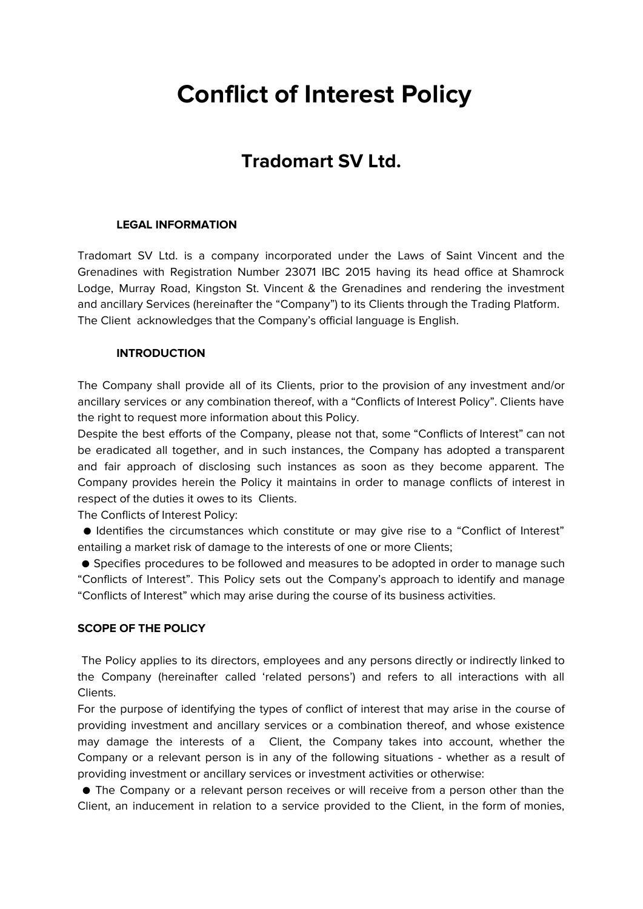# Conflict of Interest Policy

## Tradomart SV Ltd.

**LEGAL INFORMATION**

Tradomart SV Ltd. is a company incorporated under the Laws of Saint Vincent and the Grenadines with Registration Number 23071 IBC 2015 having its head office at Shamrock Lodge, Murray Road, Kingston St. Vincent & the Grenadines and rendering the investment and ancillary Services (hereinafter the "Company") to its Clients through the Trading Platform. The Client acknowledges that the Company's official language is English.

**INTRODUCTION**

The Company shall provide all of its Clients, prior to the provision of any investment and/or ancillary services or any combination thereof, with a "Conflicts of Interest Policy". Clients have the right to request more information about this Policy.

Despite the best efforts of the Company, please not that, some "Conflicts of Interest" can not be eradicated all together, and in such instances, the Company has adopted a transparent and fair approach of disclosing such instances as soon as they become apparent. The Company provides herein the Policy it maintains in order to manage conflicts of interest in respect of the duties it owes to its Clients.

The Conflicts of Interest Policy:

- Identifies the circumstances which constitute or may give rise to a "Conflict of Interest" entailing a market risk of damage to the interests of one or more Clients;
- Specifies procedures to be followed and measures to be adopted in order to manage such "Conflicts of Interest". This Policy sets out the Company's approach to identify and manage "Conflicts of Interest" which may arise during the course of its business activities.

**SCOPE OF THE POLICY**

The Policy applies to its directors, employees and any persons directly or indirectly linked to the Company (hereinafter called 'related persons') and refers to all interactions with all Clients.

For the purpose of identifying the types of conflict of interest that may arise in the course of providing investment and ancillary services or a combination thereof, and whose existence may damage the interests of a Client, the Company takes into account, whether the Company or a relevant person is in any of the following situations - whether as a result of providing investment or ancillary services or investment activities or otherwise:

- The Company or a relevant person receives or will receive from a person other than the Client, an inducement in relation to a service provided to the Client, in the form of monies,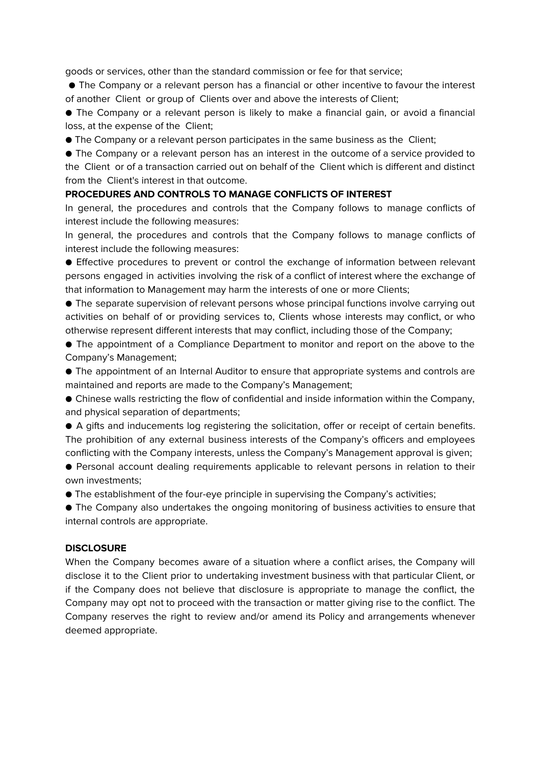goods or services, other than the standard commission or fee for that service;

- The Company or a relevant person has a financial or other incentive to favour the interest of another Client or group of Clients over and above the interests of Client;
- The Company or a relevant person is likely to make a financial gain, or avoid a financial loss, at the expense of the Client;
- The Company or a relevant person participates in the same business as the Client;
- The Company or a relevant person has an interest in the outcome of a service provided to the Client or of a transaction carried out on behalf of the Client which is different and distinct from the Client's interest in that outcome.

**PROCEDURES AND CONTROLS TO MANAGE CONFLICTS OF INTEREST**

In general, the procedures and controls that the Company follows to manage conflicts of interest include the following measures:

In general, the procedures and controls that the Company follows to manage conflicts of interest include the following measures:

- Effective procedures to prevent or control the exchange of information between relevant persons engaged in activities involving the risk of a conflict of interest where the exchange of that information to Management may harm the interests of one or more Clients;
- The separate supervision of relevant persons whose principal functions involve carrying out activities on behalf of or providing services to, Clients whose interests may conflict, or who otherwise represent different interests that may conflict, including those of the Company;
- The appointment of a Compliance Department to monitor and report on the above to the Company's Management;
- The appointment of an Internal Auditor to ensure that appropriate systems and controls are maintained and reports are made to the Company's Management;
- Chinese walls restricting the flow of confidential and inside information within the Company, and physical separation of departments;
- A gifts and inducements log registering the solicitation, offer or receipt of certain benefits. The prohibition of any external business interests of the Company's officers and employees conflicting with the Company interests, unless the Company's Management approval is given;
- Personal account dealing requirements applicable to relevant persons in relation to their own investments;
- The establishment of the four-eye principle in supervising the Company's activities;
- The Company also undertakes the ongoing monitoring of business activities to ensure that internal controls are appropriate.

**DISCLOSURE**

When the Company becomes aware of a situation where a conflict arises, the Company will disclose it to the Client prior to undertaking investment business with that particular Client, or if the Company does not believe that disclosure is appropriate to manage the conflict, the Company may opt not to proceed with the transaction or matter giving rise to the conflict. The Company reserves the right to review and/or amend its Policy and arrangements whenever deemed appropriate.